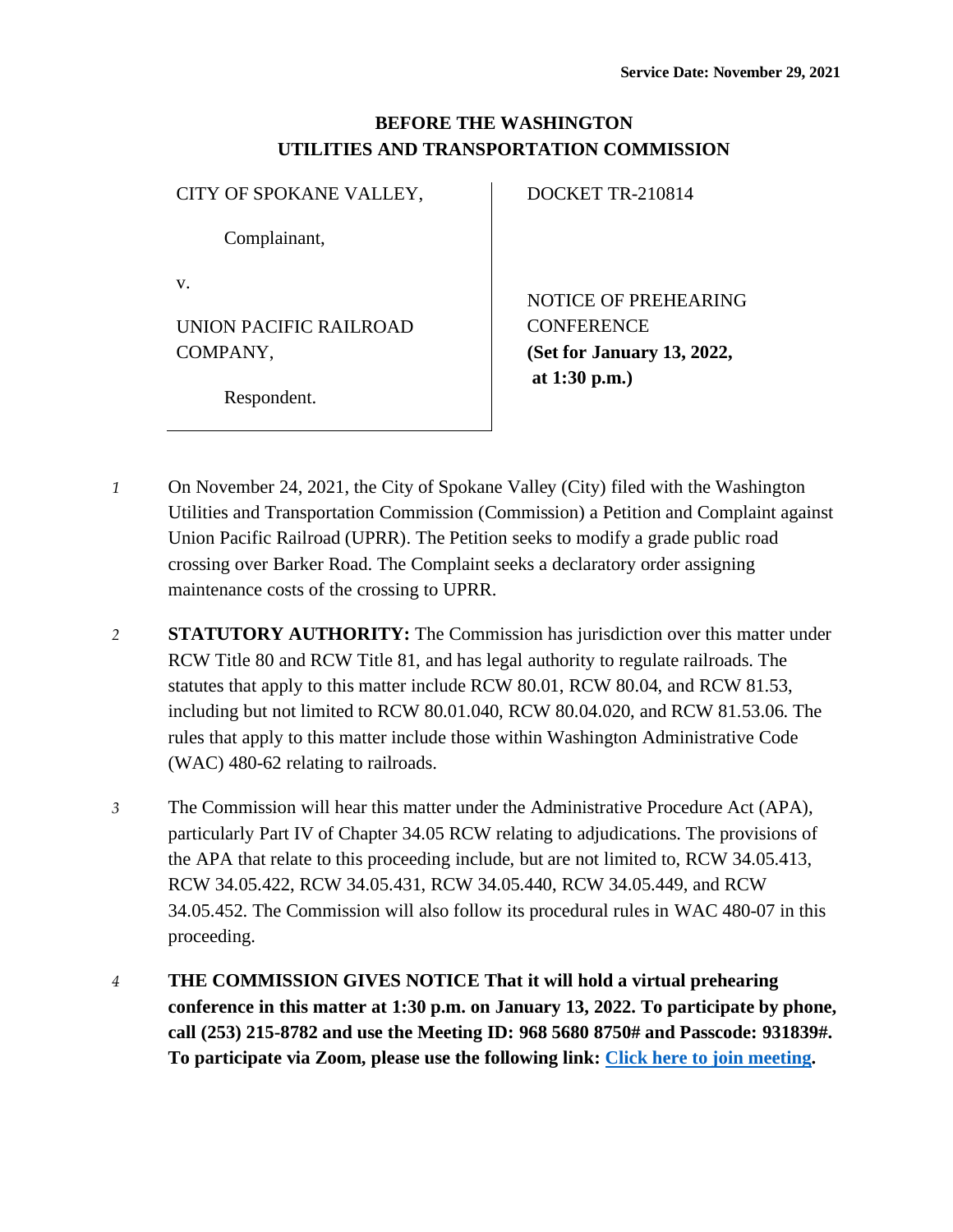Service Date: November 29, 2021

**BEFORE THE WASHINGTON UTILITIES AND TRANSPORTATION COMMISSION**

| | |
|---|---|
| CITY OF SPOKANE VALLEY,<br><br>Complainant,<br><br>v.<br><br>UNION PACIFIC RAILROAD COMPANY,<br><br>Respondent. | DOCKET TR-210814<br><br>NOTICE OF PREHEARING CONFERENCE<br>**(Set for January 13, 2022, at 1:30 p.m.)** |

*1* On November 24, 2021, the City of Spokane Valley (City) filed with the Washington Utilities and Transportation Commission (Commission) a Petition and Complaint against Union Pacific Railroad (UPRR). The Petition seeks to modify a grade public road crossing over Barker Road. The Complaint seeks a declaratory order assigning maintenance costs of the crossing to UPRR.

*2* **STATUTORY AUTHORITY:** The Commission has jurisdiction over this matter under RCW Title 80 and RCW Title 81, and has legal authority to regulate railroads. The statutes that apply to this matter include RCW 80.01, RCW 80.04, and RCW 81.53, including but not limited to RCW 80.01.040, RCW 80.04.020, and RCW 81.53.06. The rules that apply to this matter include those within Washington Administrative Code (WAC) 480-62 relating to railroads.

*3* The Commission will hear this matter under the Administrative Procedure Act (APA), particularly Part IV of Chapter 34.05 RCW relating to adjudications. The provisions of the APA that relate to this proceeding include, but are not limited to, RCW 34.05.413, RCW 34.05.422, RCW 34.05.431, RCW 34.05.440, RCW 34.05.449, and RCW 34.05.452. The Commission will also follow its procedural rules in WAC 480-07 in this proceeding.

*4* **THE COMMISSION GIVES NOTICE That it will hold a virtual prehearing conference in this matter at 1:30 p.m. on January 13, 2022. To participate by phone, call (253) 215-8782 and use the Meeting ID: 968 5680 8750# and Passcode: 931839#. To participate via Zoom, please use the following link: Click here to join meeting.**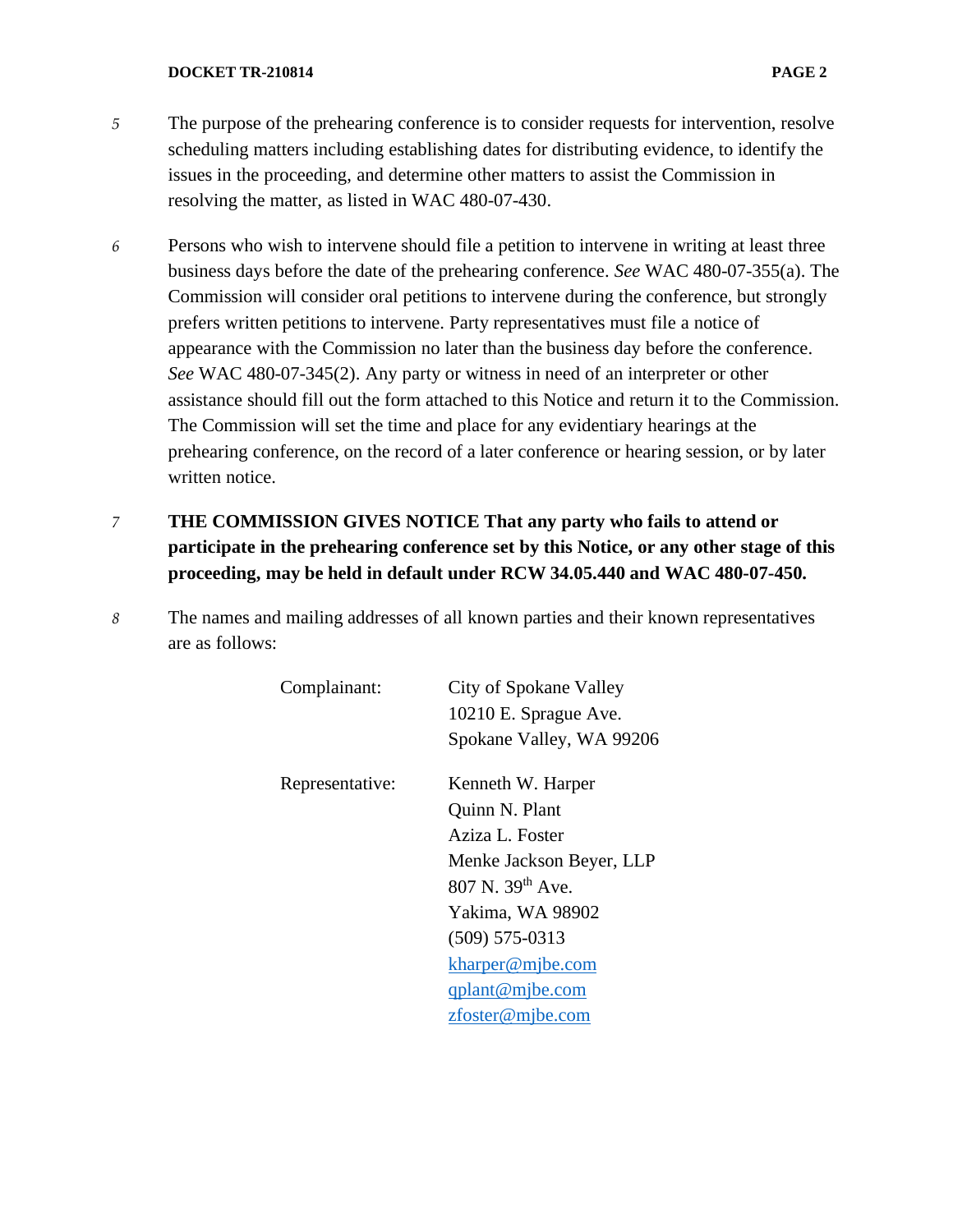5 The purpose of the prehearing conference is to consider requests for intervention, resolve scheduling matters including establishing dates for distributing evidence, to identify the issues in the proceeding, and determine other matters to assist the Commission in resolving the matter, as listed in WAC 480-07-430.

6 Persons who wish to intervene should file a petition to intervene in writing at least three business days before the date of the prehearing conference. *See* WAC 480-07-355(a). The Commission will consider oral petitions to intervene during the conference, but strongly prefers written petitions to intervene. Party representatives must file a notice of appearance with the Commission no later than the business day before the conference. *See* WAC 480-07-345(2). Any party or witness in need of an interpreter or other assistance should fill out the form attached to this Notice and return it to the Commission. The Commission will set the time and place for any evidentiary hearings at the prehearing conference, on the record of a later conference or hearing session, or by later written notice.

7 **THE COMMISSION GIVES NOTICE That any party who fails to attend or participate in the prehearing conference set by this Notice, or any other stage of this proceeding, may be held in default under RCW 34.05.440 and WAC 480-07-450.**

8 The names and mailing addresses of all known parties and their known representatives are as follows:

| | |
|---|---|
| Complainant: | City of Spokane Valley<br>10210 E. Sprague Ave.<br>Spokane Valley, WA 99206 |
| Representative: | Kenneth W. Harper<br>Quinn N. Plant<br>Aziza L. Foster<br>Menke Jackson Beyer, LLP<br>807 N. 39th Ave.<br>Yakima, WA 98902<br>(509) 575-0313<br>kharper@mjbe.com<br>qplant@mjbe.com<br>zfoster@mjbe.com |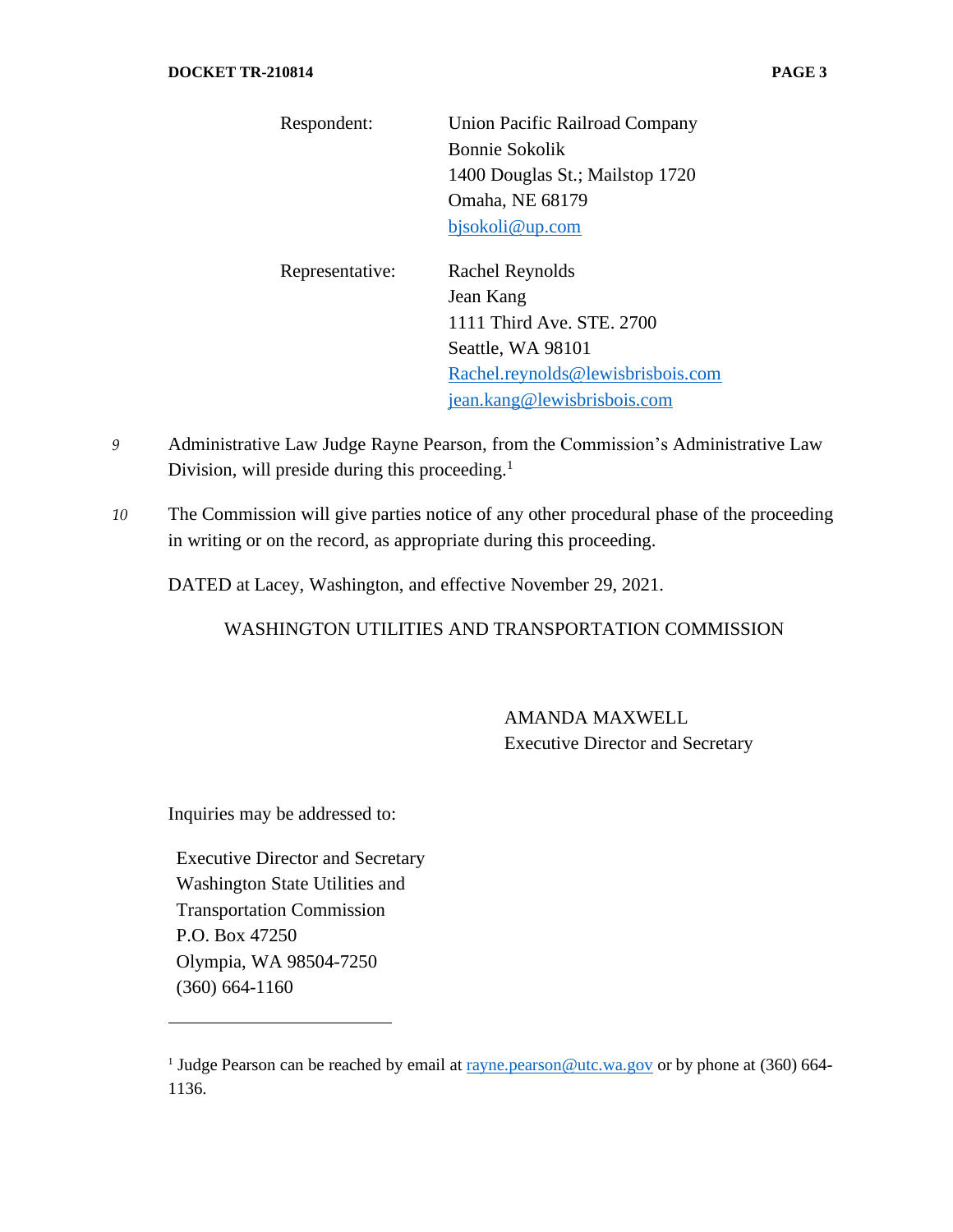| | |
|---|---|
| Respondent: | Union Pacific Railroad Company<br>Bonnie Sokolik<br>1400 Douglas St.; Mailstop 1720<br>Omaha, NE 68179<br>bjsokoli@up.com |
| Representative: | Rachel Reynolds<br>Jean Kang<br>1111 Third Ave. STE. 2700<br>Seattle, WA 98101<br>Rachel.reynolds@lewisbrisbois.com<br>jean.kang@lewisbrisbois.com |

*9* Administrative Law Judge Rayne Pearson, from the Commission's Administrative Law Division, will preside during this proceeding.[1]

*10* The Commission will give parties notice of any other procedural phase of the proceeding in writing or on the record, as appropriate during this proceeding.

DATED at Lacey, Washington, and effective November 29, 2021.

WASHINGTON UTILITIES AND TRANSPORTATION COMMISSION

AMANDA MAXWELL
Executive Director and Secretary

Inquiries may be addressed to:

Executive Director and Secretary
Washington State Utilities and
Transportation Commission
P.O. Box 47250
Olympia, WA 98504-7250
(360) 664-1160

---

[1] Judge Pearson can be reached by email at rayne.pearson@utc.wa.gov or by phone at (360) 664-1136.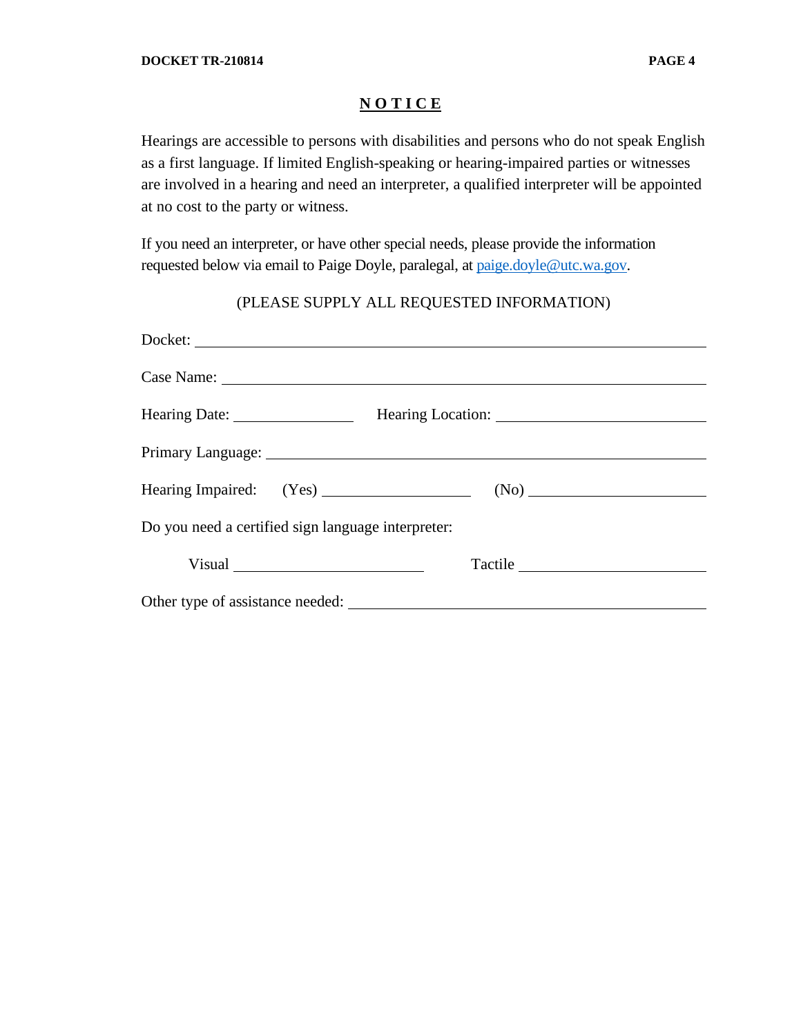## N O T I C E

Hearings are accessible to persons with disabilities and persons who do not speak English as a first language. If limited English-speaking or hearing-impaired parties or witnesses are involved in a hearing and need an interpreter, a qualified interpreter will be appointed at no cost to the party or witness.

If you need an interpreter, or have other special needs, please provide the information requested below via email to Paige Doyle, paralegal, at paige.doyle@utc.wa.gov.

(PLEASE SUPPLY ALL REQUESTED INFORMATION)

Docket: ______________________________________________

Case Name: ___________________________________________

Hearing Date: ______________ Hearing Location: ______________________

Primary Language: ______________________________________

Hearing Impaired: (Yes) _________________ (No) ____________________

Do you need a certified sign language interpreter:

Visual ______________________ Tactile ______________________

Other type of assistance needed: ____________________________